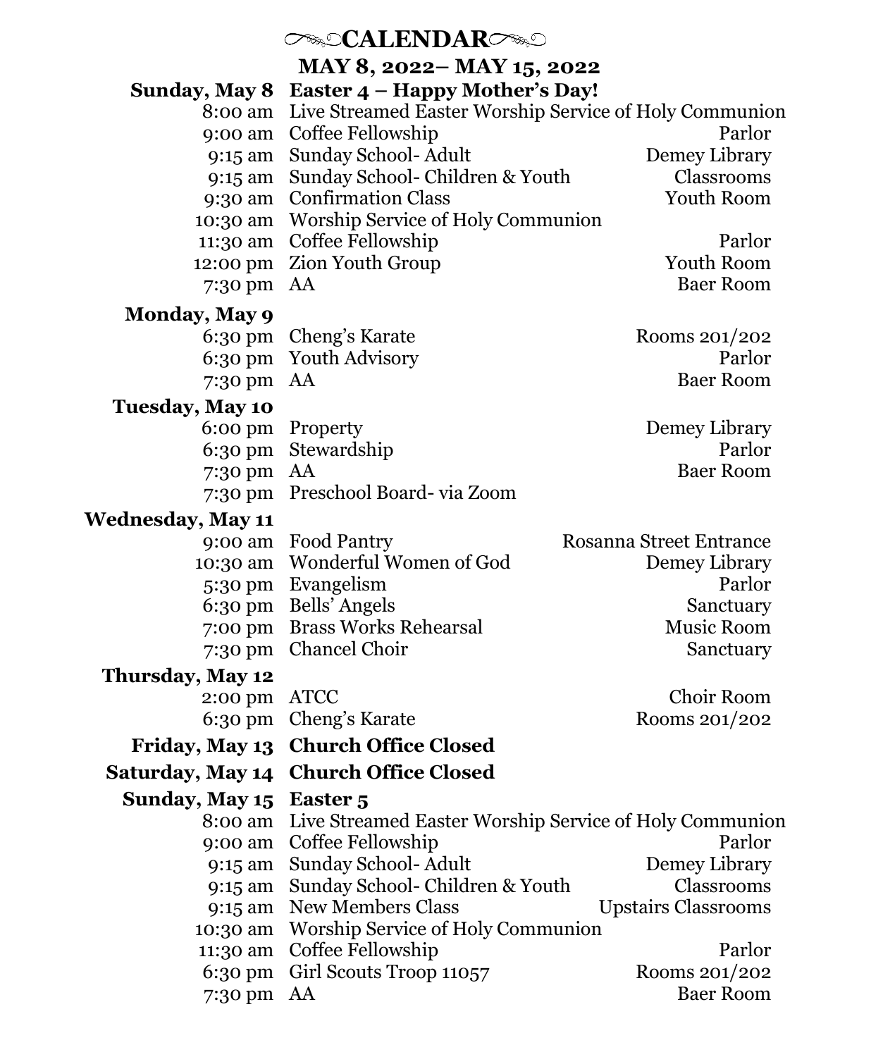# CALENDAR

## MAY 8, 2022– MAY 15, 2022

**Sunday, May 8** **Easter 4 – Happy Mother's Day!**

| Time | Event | Location |
|---|---|---|
| 8:00 am | Live Streamed Easter Worship Service of Holy Communion | |
| 9:00 am | Coffee Fellowship | Parlor |
| 9:15 am | Sunday School- Adult | Demey Library |
| 9:15 am | Sunday School- Children & Youth | Classrooms |
| 9:30 am | Confirmation Class | Youth Room |
| 10:30 am | Worship Service of Holy Communion | |
| 11:30 am | Coffee Fellowship | Parlor |
| 12:00 pm | Zion Youth Group | Youth Room |
| 7:30 pm | AA | Baer Room |

**Monday, May 9**

| Time | Event | Location |
|---|---|---|
| 6:30 pm | Cheng's Karate | Rooms 201/202 |
| 6:30 pm | Youth Advisory | Parlor |
| 7:30 pm | AA | Baer Room |

**Tuesday, May 10**

| Time | Event | Location |
|---|---|---|
| 6:00 pm | Property | Demey Library |
| 6:30 pm | Stewardship | Parlor |
| 7:30 pm | AA | Baer Room |
| 7:30 pm | Preschool Board- via Zoom | |

**Wednesday, May 11**

| Time | Event | Location |
|---|---|---|
| 9:00 am | Food Pantry | Rosanna Street Entrance |
| 10:30 am | Wonderful Women of God | Demey Library |
| 5:30 pm | Evangelism | Parlor |
| 6:30 pm | Bells' Angels | Sanctuary |
| 7:00 pm | Brass Works Rehearsal | Music Room |
| 7:30 pm | Chancel Choir | Sanctuary |

**Thursday, May 12**

| Time | Event | Location |
|---|---|---|
| 2:00 pm | ATCC | Choir Room |
| 6:30 pm | Cheng's Karate | Rooms 201/202 |

**Friday, May 13** **Church Office Closed**

**Saturday, May 14** **Church Office Closed**

**Sunday, May 15** **Easter 5**

| Time | Event | Location |
|---|---|---|
| 8:00 am | Live Streamed Easter Worship Service of Holy Communion | |
| 9:00 am | Coffee Fellowship | Parlor |
| 9:15 am | Sunday School- Adult | Demey Library |
| 9:15 am | Sunday School- Children & Youth | Classrooms |
| 9:15 am | New Members Class | Upstairs Classrooms |
| 10:30 am | Worship Service of Holy Communion | |
| 11:30 am | Coffee Fellowship | Parlor |
| 6:30 pm | Girl Scouts Troop 11057 | Rooms 201/202 |
| 7:30 pm | AA | Baer Room |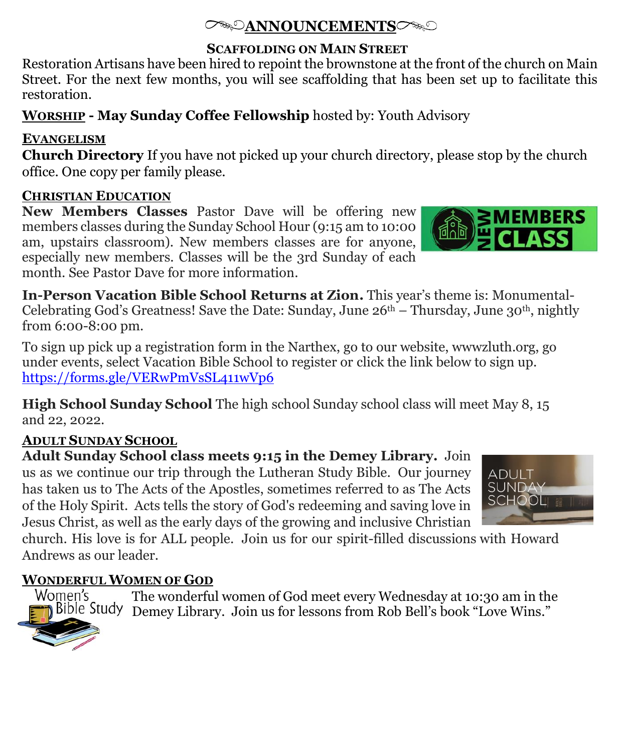# ANNOUNCEMENTS

## SCAFFOLDING ON MAIN STREET

Restoration Artisans have been hired to repoint the brownstone at the front of the church on Main Street. For the next few months, you will see scaffolding that has been set up to facilitate this restoration.

**WORSHIP - May Sunday Coffee Fellowship** hosted by: Youth Advisory

### EVANGELISM

**Church Directory** If you have not picked up your church directory, please stop by the church office. One copy per family please.

### CHRISTIAN EDUCATION

**New Members Classes** Pastor Dave will be offering new members classes during the Sunday School Hour (9:15 am to 10:00 am, upstairs classroom). New members classes are for anyone, especially new members. Classes will be the 3rd Sunday of each month. See Pastor Dave for more information.

**In-Person Vacation Bible School Returns at Zion.** This year's theme is: Monumental-Celebrating God's Greatness! Save the Date: Sunday, June 26th – Thursday, June 30th, nightly from 6:00-8:00 pm.

To sign up pick up a registration form in the Narthex, go to our website, wwwzluth.org, go under events, select Vacation Bible School to register or click the link below to sign up. https://forms.gle/VERwPmVsSL411wVp6

**High School Sunday School** The high school Sunday school class will meet May 8, 15 and 22, 2022.

### ADULT SUNDAY SCHOOL

**Adult Sunday School class meets 9:15 in the Demey Library.** Join us as we continue our trip through the Lutheran Study Bible. Our journey has taken us to The Acts of the Apostles, sometimes referred to as The Acts of the Holy Spirit. Acts tells the story of God's redeeming and saving love in Jesus Christ, as well as the early days of the growing and inclusive Christian church. His love is for ALL people. Join us for our spirit-filled discussions with Howard Andrews as our leader.

### WONDERFUL WOMEN OF GOD

The wonderful women of God meet every Wednesday at 10:30 am in the Demey Library. Join us for lessons from Rob Bell's book "Love Wins."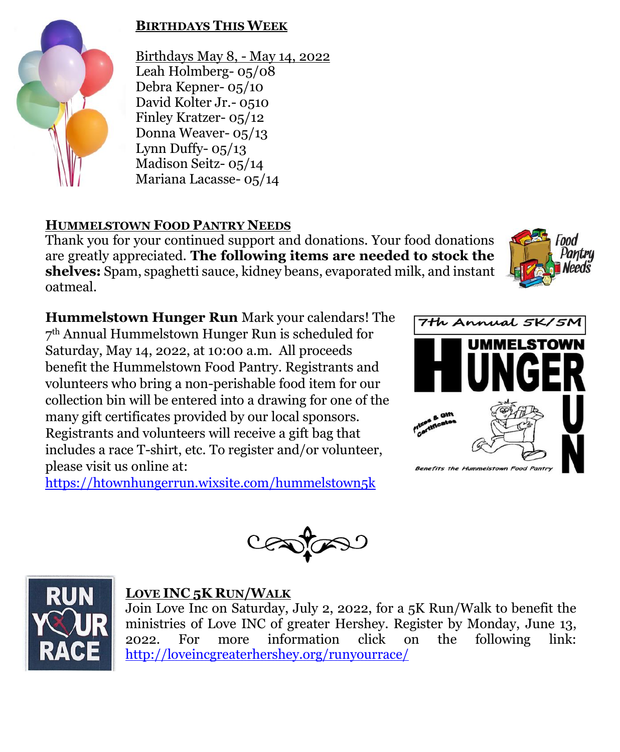## BIRTHDAYS THIS WEEK

Birthdays May 8, - May 14, 2022
Leah Holmberg- 05/08
Debra Kepner- 05/10
David Kolter Jr.- 0510
Finley Kratzer- 05/12
Donna Weaver- 05/13
Lynn Duffy- 05/13
Madison Seitz- 05/14
Mariana Lacasse- 05/14

## HUMMELSTOWN FOOD PANTRY NEEDS

Thank you for your continued support and donations. Your food donations are greatly appreciated. **The following items are needed to stock the shelves:** Spam, spaghetti sauce, kidney beans, evaporated milk, and instant oatmeal.

**Hummelstown Hunger Run** Mark your calendars! The 7th Annual Hummelstown Hunger Run is scheduled for Saturday, May 14, 2022, at 10:00 a.m. All proceeds benefit the Hummelstown Food Pantry. Registrants and volunteers who bring a non-perishable food item for our collection bin will be entered into a drawing for one of the many gift certificates provided by our local sponsors. Registrants and volunteers will receive a gift bag that includes a race T-shirt, etc. To register and/or volunteer, please visit us online at: https://htownhungerrun.wixsite.com/hummelstown5k

## LOVE INC 5K RUN/WALK

Join Love Inc on Saturday, July 2, 2022, for a 5K Run/Walk to benefit the ministries of Love INC of greater Hershey. Register by Monday, June 13, 2022. For more information click on the following link: http://loveincgreaterhershey.org/runyourrace/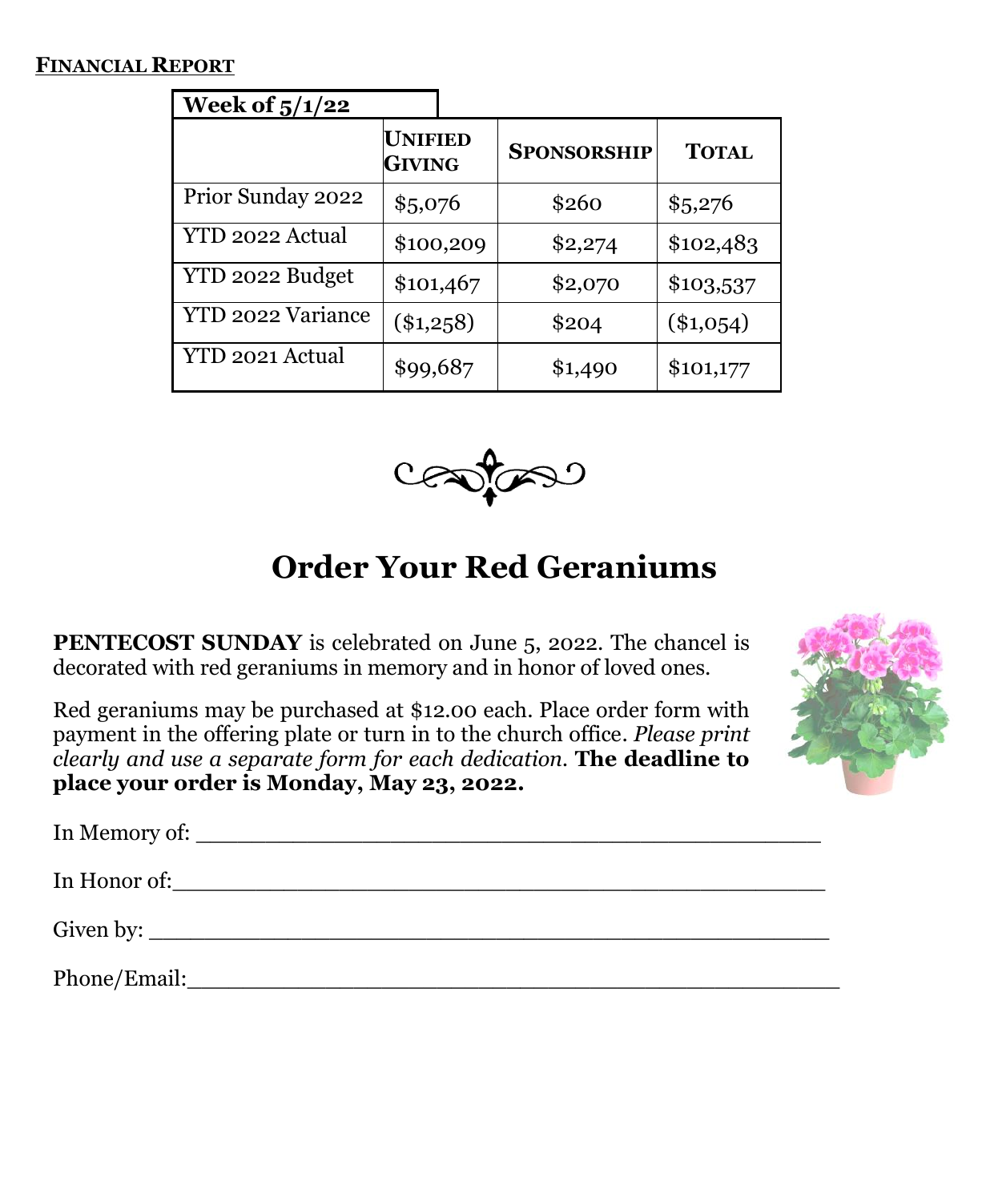## FINANCIAL REPORT

| Week of 5/1/22 | UNIFIED GIVING | SPONSORSHIP | TOTAL |
|---|---|---|---|
| Prior Sunday 2022 | $5,076 | $260 | $5,276 |
| YTD 2022 Actual | $100,209 | $2,274 | $102,483 |
| YTD 2022 Budget | $101,467 | $2,070 | $103,537 |
| YTD 2022 Variance | ($1,258) | $204 | ($1,054) |
| YTD 2021 Actual | $99,687 | $1,490 | $101,177 |

# Order Your Red Geraniums

**PENTECOST SUNDAY** is celebrated on June 5, 2022. The chancel is decorated with red geraniums in memory and in honor of loved ones.

Red geraniums may be purchased at $12.00 each. Place order form with payment in the offering plate or turn in to the church office. *Please print clearly and use a separate form for each dedication.* **The deadline to place your order is Monday, May 23, 2022.**

In Memory of: _______________________________________________

In Honor of:_________________________________________________

Given by: ___________________________________________________

Phone/Email:_________________________________________________